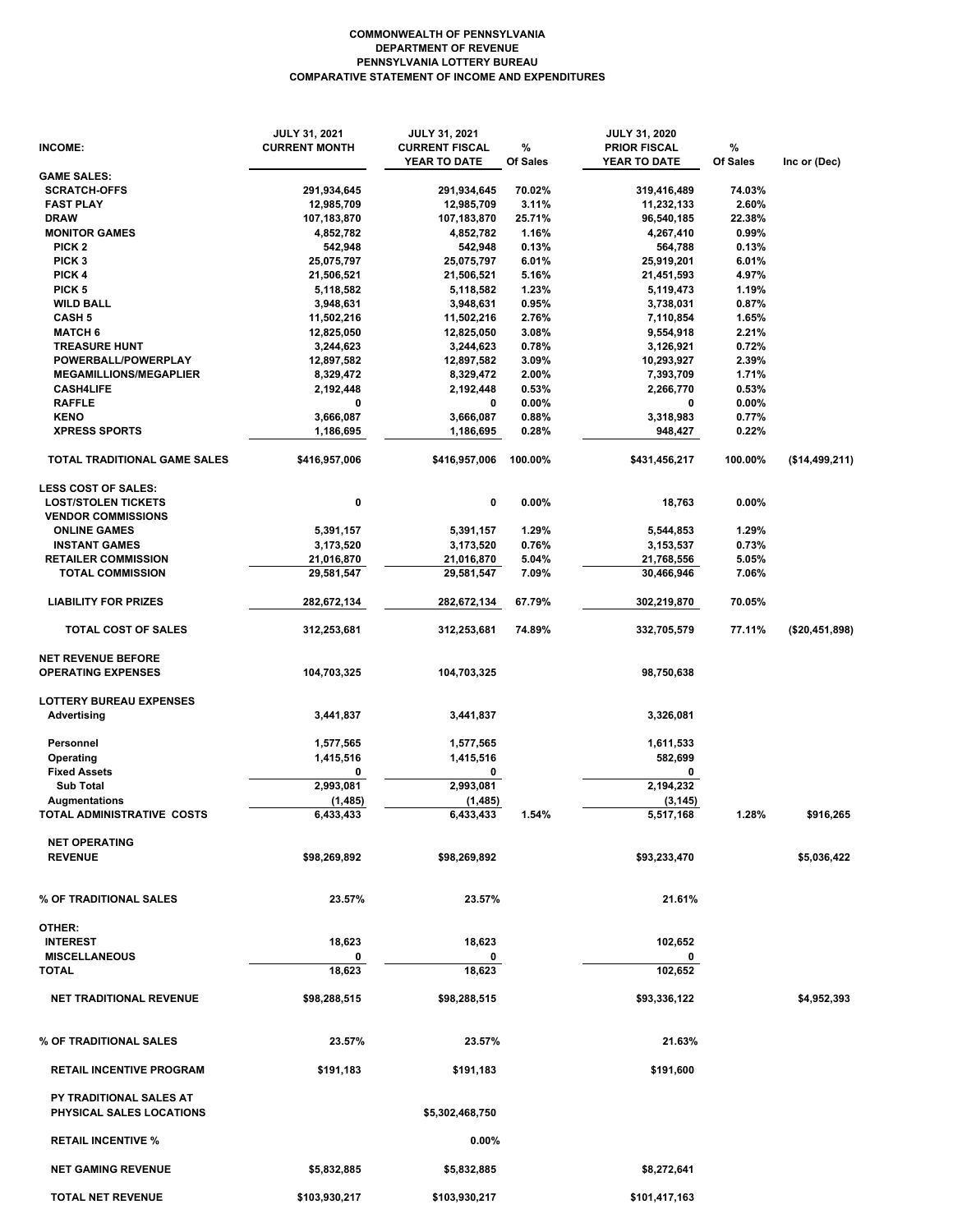# COMMONWEALTH OF PENNSYLVANIA
## DEPARTMENT OF REVENUE
## PENNSYLVANIA LOTTERY BUREAU
## COMPARATIVE STATEMENT OF INCOME AND EXPENDITURES

| INCOME: | JULY 31, 2021 CURRENT MONTH | JULY 31, 2021 CURRENT FISCAL YEAR TO DATE | % Of Sales | JULY 31, 2020 PRIOR FISCAL YEAR TO DATE | % Of Sales | Inc or (Dec) |
|---|---|---|---|---|---|---|
| **GAME SALES:** | | | | | | |
| SCRATCH-OFFS | 291,934,645 | 291,934,645 | 70.02% | 319,416,489 | 74.03% | |
| FAST PLAY | 12,985,709 | 12,985,709 | 3.11% | 11,232,133 | 2.60% | |
| DRAW | 107,183,870 | 107,183,870 | 25.71% | 96,540,185 | 22.38% | |
| MONITOR GAMES | 4,852,782 | 4,852,782 | 1.16% | 4,267,410 | 0.99% | |
| PICK 2 | 542,948 | 542,948 | 0.13% | 564,788 | 0.13% | |
| PICK 3 | 25,075,797 | 25,075,797 | 6.01% | 25,919,201 | 6.01% | |
| PICK 4 | 21,506,521 | 21,506,521 | 5.16% | 21,451,593 | 4.97% | |
| PICK 5 | 5,118,582 | 5,118,582 | 1.23% | 5,119,473 | 1.19% | |
| WILD BALL | 3,948,631 | 3,948,631 | 0.95% | 3,738,031 | 0.87% | |
| CASH 5 | 11,502,216 | 11,502,216 | 2.76% | 7,110,854 | 1.65% | |
| MATCH 6 | 12,825,050 | 12,825,050 | 3.08% | 9,554,918 | 2.21% | |
| TREASURE HUNT | 3,244,623 | 3,244,623 | 0.78% | 3,126,921 | 0.72% | |
| POWERBALL/POWERPLAY | 12,897,582 | 12,897,582 | 3.09% | 10,293,927 | 2.39% | |
| MEGAMILLIONS/MEGAPLIER | 8,329,472 | 8,329,472 | 2.00% | 7,393,709 | 1.71% | |
| CASH4LIFE | 2,192,448 | 2,192,448 | 0.53% | 2,266,770 | 0.53% | |
| RAFFLE | 0 | 0 | 0.00% | 0 | 0.00% | |
| KENO | 3,666,087 | 3,666,087 | 0.88% | 3,318,983 | 0.77% | |
| XPRESS SPORTS | 1,186,695 | 1,186,695 | 0.28% | 948,427 | 0.22% | |
| **TOTAL TRADITIONAL GAME SALES** | $416,957,006 | $416,957,006 | 100.00% | $431,456,217 | 100.00% | ($14,499,211) |
| **LESS COST OF SALES:** | | | | | | |
| LOST/STOLEN TICKETS | 0 | 0 | 0.00% | 18,763 | 0.00% | |
| VENDOR COMMISSIONS | | | | | | |
| ONLINE GAMES | 5,391,157 | 5,391,157 | 1.29% | 5,544,853 | 1.29% | |
| INSTANT GAMES | 3,173,520 | 3,173,520 | 0.76% | 3,153,537 | 0.73% | |
| RETAILER COMMISSION | 21,016,870 | 21,016,870 | 5.04% | 21,768,556 | 5.05% | |
| TOTAL COMMISSION | 29,581,547 | 29,581,547 | 7.09% | 30,466,946 | 7.06% | |
| LIABILITY FOR PRIZES | 282,672,134 | 282,672,134 | 67.79% | 302,219,870 | 70.05% | |
| **TOTAL COST OF SALES** | 312,253,681 | 312,253,681 | 74.89% | 332,705,579 | 77.11% | ($20,451,898) |
| **NET REVENUE BEFORE OPERATING EXPENSES** | 104,703,325 | 104,703,325 | | 98,750,638 | | |
| **LOTTERY BUREAU EXPENSES** | | | | | | |
| Advertising | 3,441,837 | 3,441,837 | | 3,326,081 | | |
| Personnel | 1,577,565 | 1,577,565 | | 1,611,533 | | |
| Operating | 1,415,516 | 1,415,516 | | 582,699 | | |
| Fixed Assets | 0 | 0 | | 0 | | |
| Sub Total | 2,993,081 | 2,993,081 | | 2,194,232 | | |
| Augmentations | (1,485) | (1,485) | | (3,145) | | |
| **TOTAL ADMINISTRATIVE COSTS** | 6,433,433 | 6,433,433 | 1.54% | 5,517,168 | 1.28% | $916,265 |
| **NET OPERATING REVENUE** | $98,269,892 | $98,269,892 | | $93,233,470 | | $5,036,422 |
| **% OF TRADITIONAL SALES** | 23.57% | 23.57% | | 21.61% | | |
| **OTHER:** | | | | | | |
| INTEREST | 18,623 | 18,623 | | 102,652 | | |
| MISCELLANEOUS | 0 | 0 | | 0 | | |
| **TOTAL** | 18,623 | 18,623 | | 102,652 | | |
| **NET TRADITIONAL REVENUE** | $98,288,515 | $98,288,515 | | $93,336,122 | | $4,952,393 |
| **% OF TRADITIONAL SALES** | 23.57% | 23.57% | | 21.63% | | |
| **RETAIL INCENTIVE PROGRAM** | $191,183 | $191,183 | | $191,600 | | |
| **PY TRADITIONAL SALES AT PHYSICAL SALES LOCATIONS** | | $5,302,468,750 | | | | |
| **RETAIL INCENTIVE %** | | 0.00% | | | | |
| **NET GAMING REVENUE** | $5,832,885 | $5,832,885 | | $8,272,641 | | |
| **TOTAL NET REVENUE** | $103,930,217 | $103,930,217 | | $101,417,163 | | |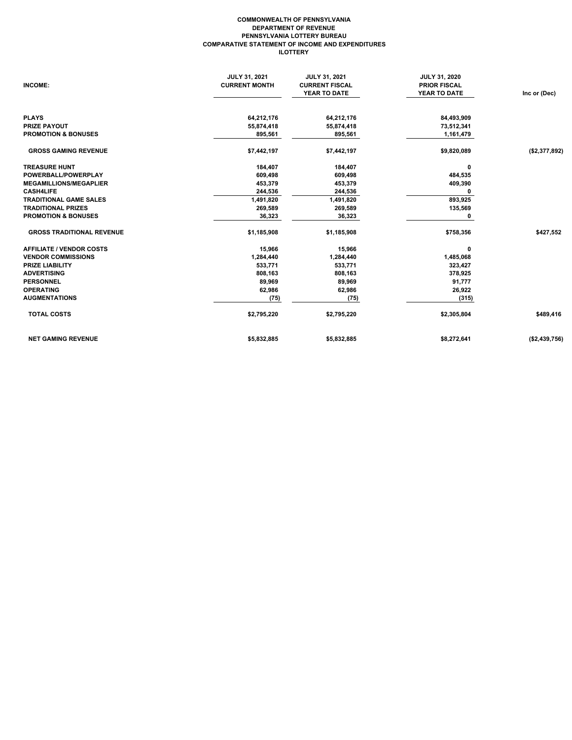**COMMONWEALTH OF PENNSYLVANIA**
**DEPARTMENT OF REVENUE**
**PENNSYLVANIA LOTTERY BUREAU**
**COMPARATIVE STATEMENT OF INCOME AND EXPENDITURES**
**ILOTTERY**

| INCOME: | JULY 31, 2021 CURRENT MONTH | JULY 31, 2021 CURRENT FISCAL YEAR TO DATE | JULY 31, 2020 PRIOR FISCAL YEAR TO DATE | Inc or (Dec) |
|---|---|---|---|---|
| PLAYS | 64,212,176 | 64,212,176 | 84,493,909 | |
| PRIZE PAYOUT | 55,874,418 | 55,874,418 | 73,512,341 | |
| PROMOTION & BONUSES | 895,561 | 895,561 | 1,161,479 | |
| GROSS GAMING REVENUE | $7,442,197 | $7,442,197 | $9,820,089 | ($2,377,892) |
| TREASURE HUNT | 184,407 | 184,407 | 0 | |
| POWERBALL/POWERPLAY | 609,498 | 609,498 | 484,535 | |
| MEGAMILLIONS/MEGAPLIER | 453,379 | 453,379 | 409,390 | |
| CASH4LIFE | 244,536 | 244,536 | 0 | |
| TRADITIONAL GAME SALES | 1,491,820 | 1,491,820 | 893,925 | |
| TRADITIONAL PRIZES | 269,589 | 269,589 | 135,569 | |
| PROMOTION & BONUSES | 36,323 | 36,323 | 0 | |
| GROSS TRADITIONAL REVENUE | $1,185,908 | $1,185,908 | $758,356 | $427,552 |
| AFFILIATE / VENDOR COSTS | 15,966 | 15,966 | 0 | |
| VENDOR COMMISSIONS | 1,284,440 | 1,284,440 | 1,485,068 | |
| PRIZE LIABILITY | 533,771 | 533,771 | 323,427 | |
| ADVERTISING | 808,163 | 808,163 | 378,925 | |
| PERSONNEL | 89,969 | 89,969 | 91,777 | |
| OPERATING | 62,986 | 62,986 | 26,922 | |
| AUGMENTATIONS | (75) | (75) | (315) | |
| TOTAL COSTS | $2,795,220 | $2,795,220 | $2,305,804 | $489,416 |
| NET GAMING REVENUE | $5,832,885 | $5,832,885 | $8,272,641 | ($2,439,756) |